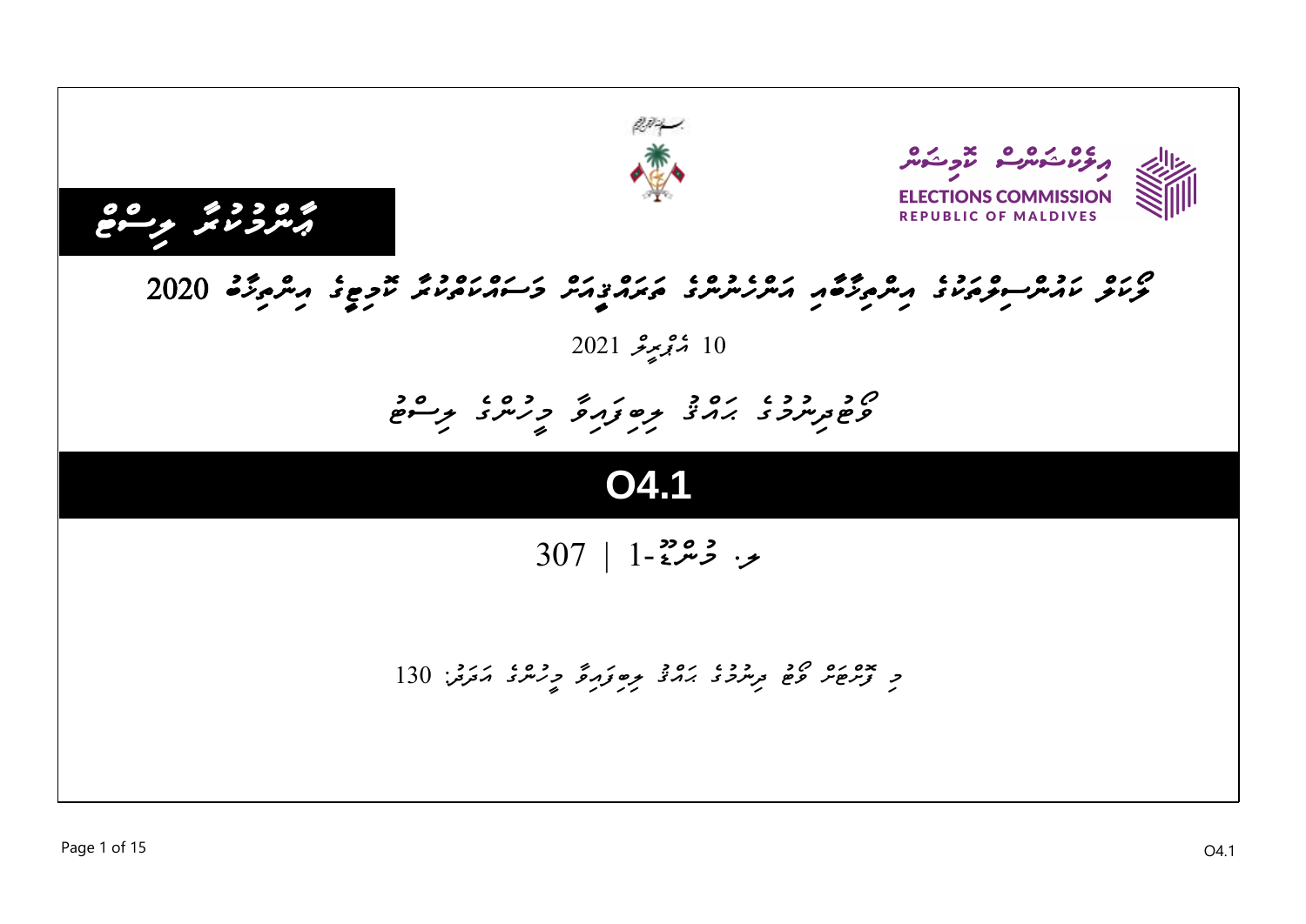ދިވެހިރާއްޖޭގެ އިލެކްޝަންސް ކޮމިޝަން

ELECTIONS COMMISSION
REPUBLIC OF MALDIVES

އަންނުވުނު ލިސްޓު

# ލޯކަލް ކައުންސިލްތަކުގެ އިންތިޚާބާއި އަންހެނުންގެ ތަރައްޤީއަށް މަސައްކަތްކުރާ ކޮމިޓީގެ އިންތިޚާބު 2020

10 އޭޕްރިލް 2021

ވޯޓުދިނުމުގެ ޙައްޤު ލިބިފައިވާ މީހުންގެ ލިސްޓު

# O4.1

ލ. މުންޑޫ-1 | 307

މި ފޯމުގައި ވޯޓު ދިނުމުގެ ޙައްޤު ލިބިފައިވާ މީހުންގެ އަދަދު: 130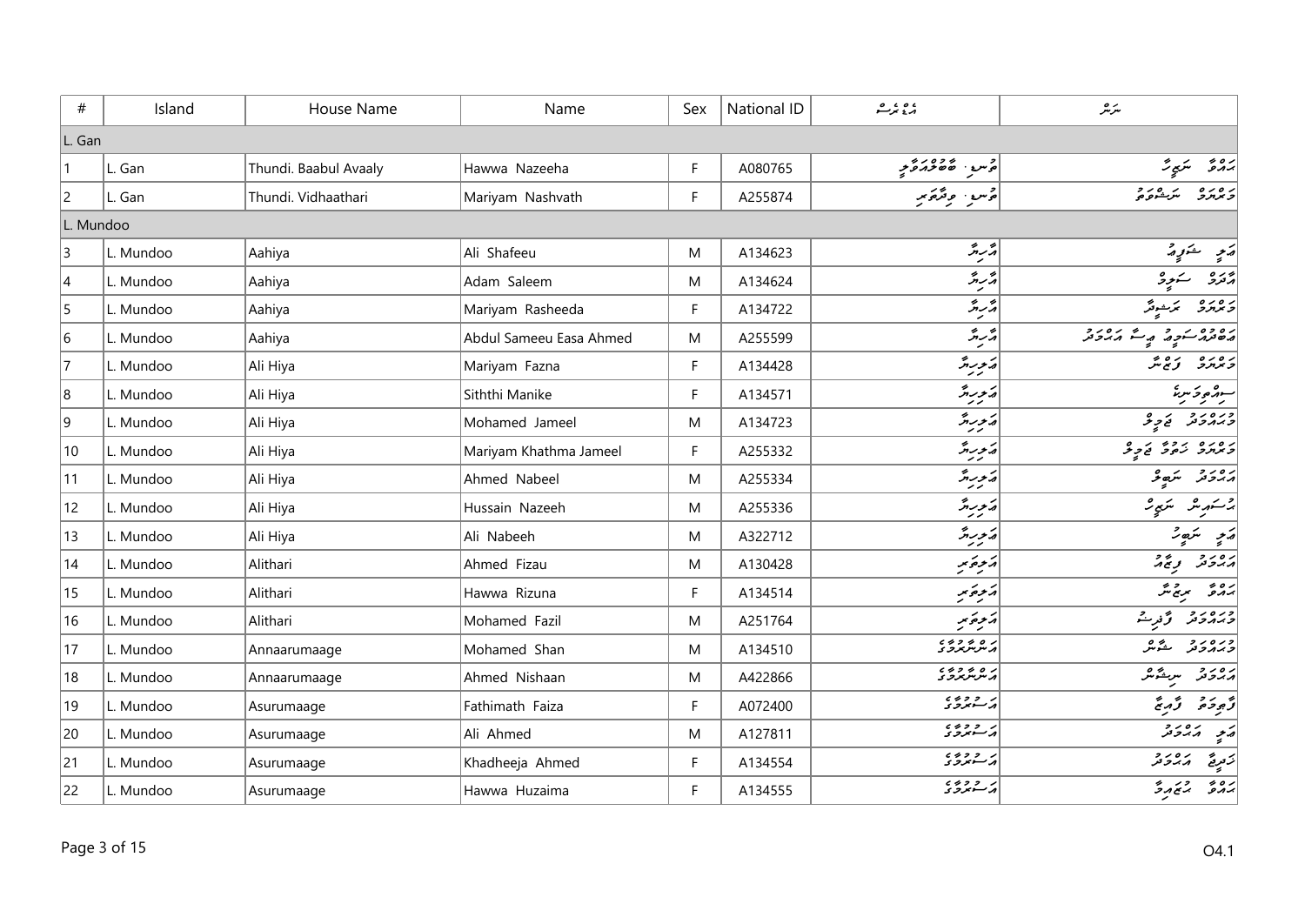| # | Island | House Name | Name | Sex | National ID | ގެއްގެ ނަން | ނަން |
|---|---|---|---|---|---|---|---|
| L. Gan | | | | | | | |
| 1 | L. Gan | Thundi. Baabul Avaaly | Hawwa Nazeeha | F | A080765 | ތުނޑި. ބާބުލްއަވާލީ | ހައްވާ ނަޒީހާ |
| 2 | L. Gan | Thundi. Vidhaathari | Mariyam Nashvath | F | A255874 | ތުނޑި. ވިދާތަރި | މަރިޔަމް ނަޝްވަތު |
| L. Mundoo | | | | | | | |
| 3 | L. Mundoo | Aahiya | Ali Shafeeu | M | A134623 | އާހިޔާ | އަލި ޝަފީއު |
| 4 | L. Mundoo | Aahiya | Adam Saleem | M | A134624 | އާހިޔާ | އާދަމް ސަލީމް |
| 5 | L. Mundoo | Aahiya | Mariyam Rasheeda | F | A134722 | އާހިޔާ | މަރިޔަމް ރަޝީދާ |
| 6 | L. Mundoo | Aahiya | Abdul Sameeu Easa Ahmed | M | A255599 | އާހިޔާ | އަބްދުލްސަމީއު ޢީސާ އަޙްމަދު |
| 7 | L. Mundoo | Ali Hiya | Mariyam Fazna | F | A134428 | އަލިހިޔާ | މަރިޔަމް ފަޒްނާ |
| 8 | L. Mundoo | Ali Hiya | Siththi Manike | F | A134571 | އަލިހިޔާ | ސިއްތިމަނިކެ |
| 9 | L. Mundoo | Ali Hiya | Mohamed Jameel | M | A134723 | އަލިހިޔާ | މުޙައްމަދު ޖަމީލް |
| 10 | L. Mundoo | Ali Hiya | Mariyam Khathma Jameel | F | A255332 | އަލިހިޔާ | މަރިޔަމް ޚަތުމާ ޖަމީލް |
| 11 | L. Mundoo | Ali Hiya | Ahmed Nabeel | M | A255334 | އަލިހިޔާ | އަޙްމަދު ނަބީލް |
| 12 | L. Mundoo | Ali Hiya | Hussain Nazeeh | M | A255336 | އަލިހިޔާ | ޙުސައިން ނަޒީހް |
| 13 | L. Mundoo | Ali Hiya | Ali Nabeeh | M | A322712 | އަލިހިޔާ | އަލި ނަބީހު |
| 14 | L. Mundoo | Alithari | Ahmed Fizau | M | A130428 | އަލިތަރި | އަޙްމަދު ފިޒާއު |
| 15 | L. Mundoo | Alithari | Hawwa Rizuna | F | A134514 | އަލިތަރި | ހައްވާ ރިޒުނާ |
| 16 | L. Mundoo | Alithari | Mohamed Fazil | M | A251764 | އަލިތަރި | މުޙައްމަދު ފާޟިލް |
| 17 | L. Mundoo | Annaarumaage | Mohamed Shan | M | A134510 | އަންނާރުމާގެ | މުޙައްމަދު ޝާން |
| 18 | L. Mundoo | Annaarumaage | Ahmed Nishaan | M | A422866 | އަންނާރުމާގެ | އަޙްމަދު ނިޝާން |
| 19 | L. Mundoo | Asurumaage | Fathimath Faiza | F | A072400 | އަސުރުމާގެ | ފާތިމަތު ފާއިޒާ |
| 20 | L. Mundoo | Asurumaage | Ali Ahmed | M | A127811 | އަސުރުމާގެ | އަލި އަޙްމަދު |
| 21 | L. Mundoo | Asurumaage | Khadheeja Ahmed | F | A134554 | އަސުރުމާގެ | ޚަދީޖާ އަޙްމަދު |
| 22 | L. Mundoo | Asurumaage | Hawwa Huzaima | F | A134555 | އަސުރުމާގެ | ހައްވާ ހުޒައިމާ |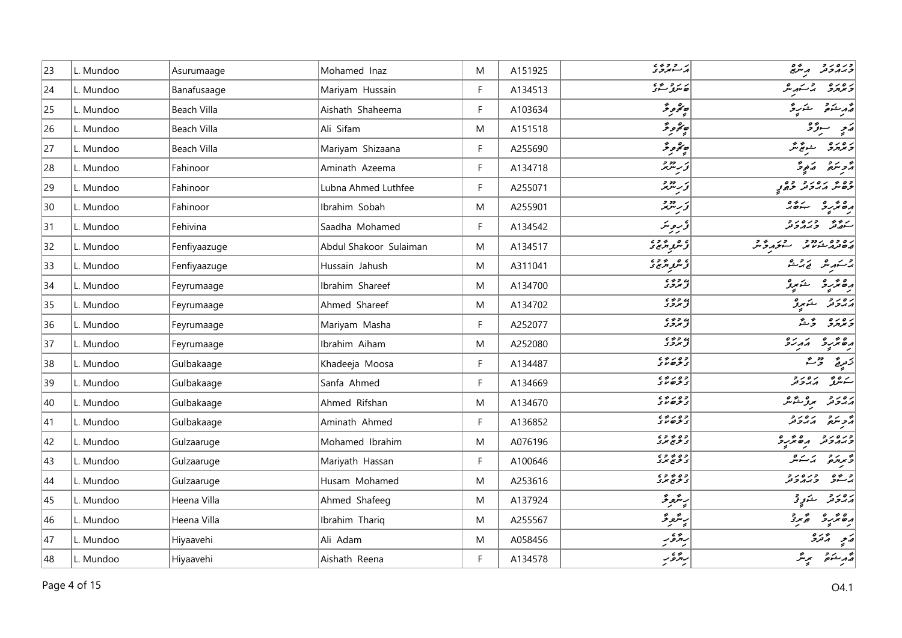| 23 | L. Mundoo | Asurumaage | Mohamed Inaz | M | A151925 | އަސުރުމާގެ | މުހައްމަދު އިނާޒު |
|---|---|---|---|---|---|---|---|
| 24 | L. Mundoo | Banafusaage | Mariyam Hussain | F | A134513 | ބަނަފުސާގެ | މަރިޔަމް ހުސައިން |
| 25 | L. Mundoo | Beach Villa | Aishath Shaheema | F | A103634 | ބީޗްވިލާ | އައިޝަތު ޝަހީމާ |
| 26 | L. Mundoo | Beach Villa | Ali Sifam | M | A151518 | ބީޗްވިލާ | އަލި ސިފާމް |
| 27 | L. Mundoo | Beach Villa | Mariyam Shizaana | F | A255690 | ބީޗްވިލާ | މަރިޔަމް ޝިޒާނާ |
| 28 | L. Mundoo | Fahinoor | Aminath Azeema | F | A134718 | ފަހިނޫރު | އާމިނަތު އަޒީމާ |
| 29 | L. Mundoo | Fahinoor | Lubna Ahmed Luthfee | F | A255071 | ފަހިނޫރު | ލުބުނާ އަހުމަދު ލުތުފީ |
| 30 | L. Mundoo | Fahinoor | Ibrahim Sobah | M | A255901 | ފަހިނޫރު | އިބްރާހީމް ސަބާހު |
| 31 | L. Mundoo | Fehivina | Saadha Mohamed | F | A134542 | ފެހިވިނަ | ސައުދާ މުހައްމަދު |
| 32 | L. Mundoo | Fenfiyaazuge | Abdul Shakoor Sulaiman | M | A134517 | ފެންފިޔާޒުގެ | އަބްދުލްޝަކޫރު ސުލައިމާން |
| 33 | L. Mundoo | Fenfiyaazuge | Hussain Jahush | M | A311041 | ފެންފިޔާޒުގެ | ހުސައިން ޖަހުޝް |
| 34 | L. Mundoo | Feyrumaage | Ibrahim Shareef | M | A134700 | ފޭރުމާގެ | އިބްރާހީމް ޝަރީފް |
| 35 | L. Mundoo | Feyrumaage | Ahmed Shareef | M | A134702 | ފޭރުމާގެ | އަހުމަދު ޝަރީފް |
| 36 | L. Mundoo | Feyrumaage | Mariyam Masha | F | A252077 | ފޭރުމާގެ | މަރިޔަމް މާޝާ |
| 37 | L. Mundoo | Feyrumaage | Ibrahim Aiham | M | A252080 | ފޭރުމާގެ | އިބްރާހީމް އައިހަމް |
| 38 | L. Mundoo | Gulbakaage | Khadeeja Moosa | F | A134487 | ގުލްބަކާގެ | ޚަދީޖާ މޫސާ |
| 39 | L. Mundoo | Gulbakaage | Sanfa Ahmed | F | A134669 | ގުލްބަކާގެ | ސަންފާ އަހުމަދު |
| 40 | L. Mundoo | Gulbakaage | Ahmed Rifshan | M | A134670 | ގުލްބަކާގެ | އަހުމަދު ރިފްޝާން |
| 41 | L. Mundoo | Gulbakaage | Aminath Ahmed | F | A136852 | ގުލްބަކާގެ | އާމިނަތު އަހުމަދު |
| 42 | L. Mundoo | Gulzaaruge | Mohamed Ibrahim | M | A076196 | ގުލްޒާރުގެ | މުހައްމަދު އިބްރާހީމް |
| 43 | L. Mundoo | Gulzaaruge | Mariyath Hassan | F | A100646 | ގުލްޒާރުގެ | މާރިޔަތު ހަސަން |
| 44 | L. Mundoo | Gulzaaruge | Husam Mohamed | M | A253616 | ގުލްޒާރުގެ | ހުސާމް މުހައްމަދު |
| 45 | L. Mundoo | Heena Villa | Ahmed Shafeeg | M | A137924 | ހީނާވިލާ | އަހުމަދު ޝަފީގު |
| 46 | L. Mundoo | Heena Villa | Ibrahim Thariq | M | A255567 | ހީނާވިލާ | އިބްރާހީމް ތާރިގު |
| 47 | L. Mundoo | Hiyaavehi | Ali Adam | M | A058456 | ހިޔާވެހި | އަލި އާދަމް |
| 48 | L. Mundoo | Hiyaavehi | Aishath Reena | F | A134578 | ހިޔާވެހި | އައިޝަތު ރީނާ |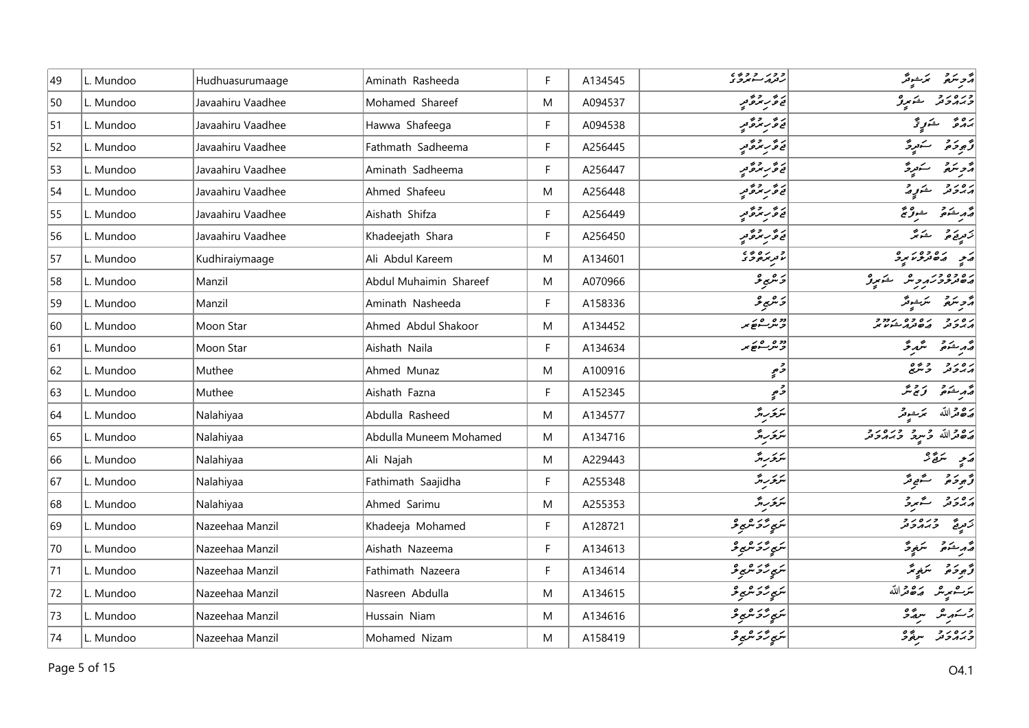| 49 | L. Mundoo | Hudhuasurumaage | Aminath Rasheeda | F | A134545 | رقرړ سومرو ي | مُرْحِ سَمَعُ بَرَسْوِمَّر |
|---|---|---|---|---|---|---|---|
| 50 | L. Mundoo | Javaahiru Vaadhee | Mohamed Shareef | M | A094537 | يَحَرَّرِ بَرْحَرَّمٍ | وَبَرُدْوَنْرُ شَمَّسِرُوْ |
| 51 | L. Mundoo | Javaahiru Vaadhee | Hawwa Shafeega | F | A094538 | يَحَرَّرِ بَرْحَرَّمٍ | بَرُدْرُّ شَرَوِرٌ |
| 52 | L. Mundoo | Javaahiru Vaadhee | Fathmath Sadheema | F | A256445 | يَحَرَّرِ بَرْحَرَّمٍ | تَرْجُوَحَرْ سَوَمِرِدٌ |
| 53 | L. Mundoo | Javaahiru Vaadhee | Aminath Sadheema | F | A256447 | يَحَرَّرِ بَرْحَرَّمٍ | مُرْحِ سَمَعُ سَوَمِرِدٌ |
| 54 | L. Mundoo | Javaahiru Vaadhee | Ahmed Shafeeu | M | A256448 | يَحَرَّرِ بَرْحَرَّمٍ | بَرُدْوَنْرُ شَرَوِرُ |
| 55 | L. Mundoo | Javaahiru Vaadhee | Aishath Shifza | F | A256449 | يَحَرَّرِ بَرْحَرَّمٍ | مَّدْمِ شَمَوِرُ شُورِعُ |
| 56 | L. Mundoo | Javaahiru Vaadhee | Khadeejath Shara | F | A256450 | يَحَرَّرِ بَرْحَرَّمٍ | زَمِرِيَحُ شَمَّرُ |
| 57 | L. Mundoo | Kudhiraiymaage | Ali Abdul Kareem | M | A134601 | مُاسِرِ بَرْحَرَّوِ | مَزِ مَهُ حَرْحُرَ بَرِدْ |
| 58 | L. Mundoo | Manzil | Abdul Muhaimin Shareef | M | A070966 | وَسْرَبِحْ | مَهُ حَرْحُرُ دْرِرْ مَرْ شَمَّسِرُوْ |
| 59 | L. Mundoo | Manzil | Aminath Nasheeda | F | A158336 | وَسْرَبِحْ | مُرْحِ سَمَعُ سَرَسْوِمَّر |
| 60 | L. Mundoo | Moon Star | Ahmed Abdul Shakoor | M | A134452 | وْسْرَ سْعَ بَرْ | بَرُدْوَنْرُ مَهُ حَرْحُرُ شَمَّهُ بَرْ |
| 61 | L. Mundoo | Moon Star | Aishath Naila | F | A134634 | وْسْرَ سْعَ بَرْ | مَّدْمِ شَمَوِرُ سُمَّرُ وِّ |
| 62 | L. Mundoo | Muthee | Ahmed Munaz | M | A100916 | وْمٍ | بَرُدْوَنْرُ وُسْرَعُ |
| 63 | L. Mundoo | Muthee | Aishath Fazna | F | A152345 | وْمٍ | مَّدْمِ شَمَوِرُ وَزَيْ سَرْ |
| 64 | L. Mundoo | Nalahiyaa | Abdulla Rasheed | M | A134577 | سَرْجَرِ بَرُ | مَهُ حَرْاللّٰهُ بَرَسْوِمَّر |
| 65 | L. Mundoo | Nalahiyaa | Abdulla Muneem Mohamed | M | A134716 | سَرْجَرِ بَرُ | مَهُ حَرْاللّٰهُ وُسِرِدْ وَبَرُدْوَنْرُ |
| 66 | L. Mundoo | Nalahiyaa | Ali Najah | M | A229443 | سَرْجَرِ بَرُ | مَزِ سَرَقَّ رْ |
| 67 | L. Mundoo | Nalahiyaa | Fathimath Saajidha | F | A255348 | سَرْجَرِ بَرُ | تَرْجُوَحَرْ سُمَّوِمَّر |
| 68 | L. Mundoo | Nalahiyaa | Ahmed Sarimu | M | A255353 | سَرْجَرِ بَرُ | بَرُدْوَنْرُ سُمَّمِرُوْ |
| 69 | L. Mundoo | Nazeehaa Manzil | Khadeeja Mohamed | F | A128721 | سَرَمِ رَّوَ سْرَبِحْ | زَمِرِيَّ وَبَرُدْوَنْرُ |
| 70 | L. Mundoo | Nazeehaa Manzil | Aishath Nazeema | F | A134613 | سَرَمِ رَّوَ سْرَبِحْ | مَّدْمِ شَمَوِرُ سَرَمِوِدٌ |
| 71 | L. Mundoo | Nazeehaa Manzil | Fathimath Nazeera | F | A134614 | سَرَمِ رَّوَ سْرَبِحْ | تَرْجُوَحَرْ سَرَمِوِبَرُ |
| 72 | L. Mundoo | Nazeehaa Manzil | Nasreen Abdulla | M | A134615 | سَرَمِ رَّوَ سْرَبِحْ | سَرَسْوِبِرْ مَهُ حَرْاللّٰهُ |
| 73 | L. Mundoo | Nazeehaa Manzil | Hussain Niam | M | A134616 | سَرَمِ رَّوَ سْرَبِحْ | بُرْسَهَرِ سْرْ سِرَمُّوْ |
| 74 | L. Mundoo | Nazeehaa Manzil | Mohamed Nizam | M | A158419 | سَرَمِ رَّوَ سْرَبِحْ | وَبَرُدْوَنْرُ سِرَّوُّ |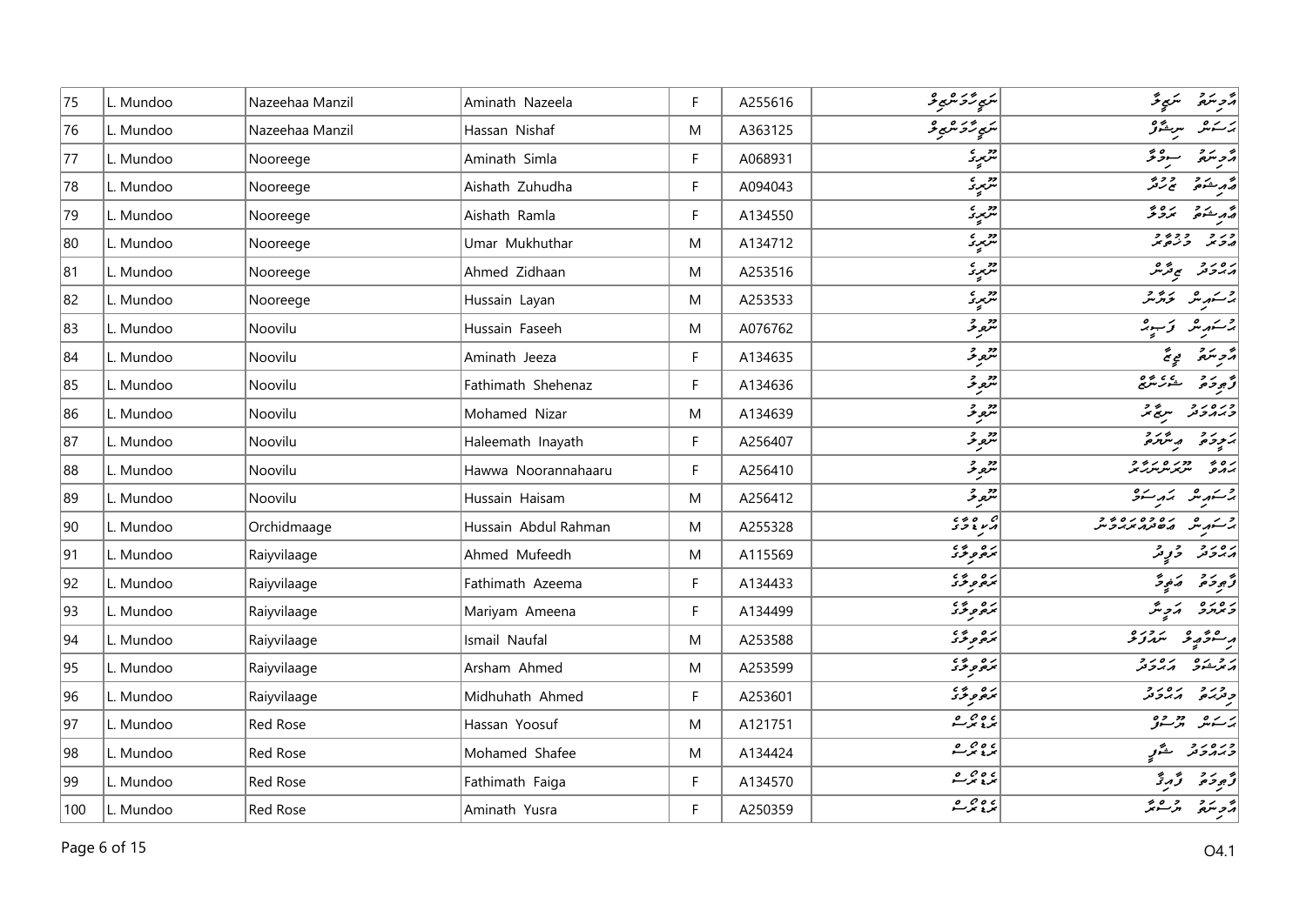| 75 | L. Mundoo | Nazeehaa Manzil | Aminath Nazeela | F | A255616 | ނަޒީހާމަންޒިލް | އާމިނަތު ނަޒީލާ |
|---|---|---|---|---|---|---|---|
| 76 | L. Mundoo | Nazeehaa Manzil | Hassan Nishaf | M | A363125 | ނަޒީހާމަންޒިލް | ހަސަން ނިޝާފު |
| 77 | L. Mundoo | Nooreege | Aminath Simla | F | A068931 | ނޫރީގެ | އާމިނަތު ސިމްލާ |
| 78 | L. Mundoo | Nooreege | Aishath Zuhudha | F | A094043 | ނޫރީގެ | އައިޝަތު ޒުހުދާ |
| 79 | L. Mundoo | Nooreege | Aishath Ramla | F | A134550 | ނޫރީގެ | އައިޝަތު ރަމްލާ |
| 80 | L. Mundoo | Nooreege | Umar Mukhuthar | M | A134712 | ނޫރީގެ | އުމަރު މުޚުތާރު |
| 81 | L. Mundoo | Nooreege | Ahmed Zidhaan | M | A253516 | ނޫރީގެ | އަހުމަދު ޒިދާން |
| 82 | L. Mundoo | Nooreege | Hussain Layan | M | A253533 | ނޫރީގެ | ހުސައިން ލަޔާން |
| 83 | L. Mundoo | Noovilu | Hussain Faseeh | M | A076762 | ނޫވިލު | ހުސައިން ފަސީހު |
| 84 | L. Mundoo | Noovilu | Aminath Jeeza | F | A134635 | ނޫވިލު | އާމިނަތު ޖީޒާ |
| 85 | L. Mundoo | Noovilu | Fathimath Shehenaz | F | A134636 | ނޫވިލު | ފާތިމަތު ޝެހެނާޒް |
| 86 | L. Mundoo | Noovilu | Mohamed Nizar | M | A134639 | ނޫވިލު | މުހައްމަދު ނިޒާރު |
| 87 | L. Mundoo | Noovilu | Haleemath Inayath | F | A256407 | ނޫވިލު | ހަލީމަތު އިނާޔަތު |
| 88 | L. Mundoo | Noovilu | Hawwa Noorannahaaru | F | A256410 | ނޫވިލު | ހައްވާ ނޫރަންނަހާރު |
| 89 | L. Mundoo | Noovilu | Hussain Haisam | M | A256412 | ނޫވިލު | ހުސައިން ހައިސަމް |
| 90 | L. Mundoo | Orchidmaage | Hussain Abdul Rahman | M | A255328 | އޯކިޑްމާގެ | ހުސައިން އަބްދުއްރަޙްމާން |
| 91 | L. Mundoo | Raiyvilaage | Ahmed Mufeedh | M | A115569 | ރައްވިލާގެ | އަހުމަދު މުފީދު |
| 92 | L. Mundoo | Raiyvilaage | Fathimath Azeema | F | A134433 | ރައްވިލާގެ | ފާތިމަތު އަޒީމާ |
| 93 | L. Mundoo | Raiyvilaage | Mariyam Ameena | F | A134499 | ރައްވިލާގެ | މަރިޔަމް އަމީނާ |
| 94 | L. Mundoo | Raiyvilaage | Ismail Naufal | M | A253588 | ރައްވިލާގެ | އިސްމާއީލް ނައުފަލް |
| 95 | L. Mundoo | Raiyvilaage | Arsham Ahmed | M | A253599 | ރައްވިލާގެ | އަރުޝަމް އަހުމަދު |
| 96 | L. Mundoo | Raiyvilaage | Midhuhath Ahmed | F | A253601 | ރައްވިލާގެ | މިދުހަތު އަހުމަދު |
| 97 | L. Mundoo | Red Rose | Hassan Yoosuf | M | A121751 | ރެޑްރޯސް | ހަސަން ޔޫސުފު |
| 98 | L. Mundoo | Red Rose | Mohamed Shafee | M | A134424 | ރެޑްރޯސް | މުހައްމަދު ޝާފީ |
| 99 | L. Mundoo | Red Rose | Fathimath Faiga | F | A134570 | ރެޑްރޯސް | ފާތިމަތު ފާއިގާ |
| 100 | L. Mundoo | Red Rose | Aminath Yusra | F | A250359 | ރެޑްރޯސް | އާމިނަތު ޔުސްރާ |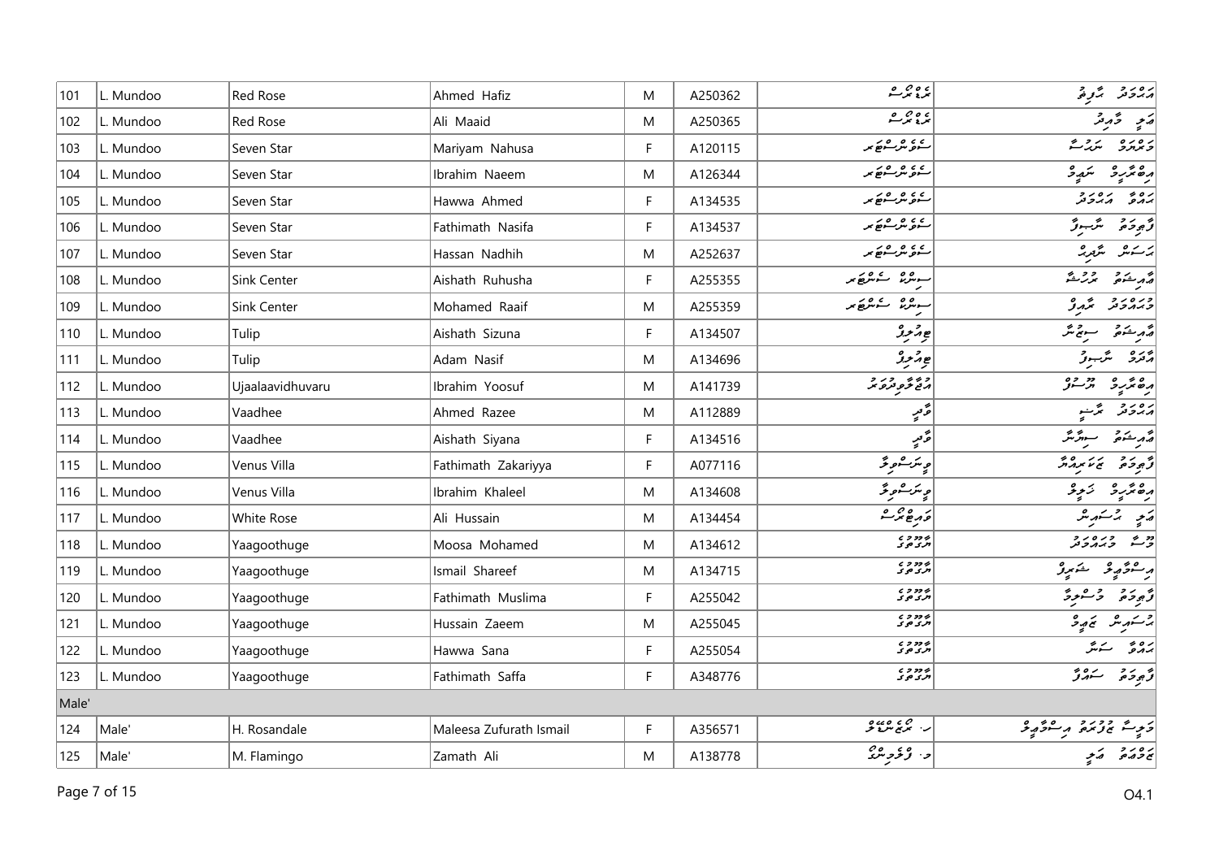| 101 | L. Mundoo | Red Rose | Ahmed Hafiz | M | A250362 | ރެޑްރޯސް | އަޙްމަދު ޙާފިޒު |
|---|---|---|---|---|---|---|---|
| 102 | L. Mundoo | Red Rose | Ali Maaid | M | A250365 | ރެޑްރޯސް | ޢަލީ މާއިދު |
| 103 | L. Mundoo | Seven Star | Mariyam Nahusa | F | A120115 | ސެވެންސްޓާރ | މަރިޔަމް ނަހުސާ |
| 104 | L. Mundoo | Seven Star | Ibrahim Naeem | M | A126344 | ސެވެންސްޓާރ | އިބްރާހީމް ނަޢީމް |
| 105 | L. Mundoo | Seven Star | Hawwa Ahmed | F | A134535 | ސެވެންސްޓާރ | ޙައްވާ އަޙްމަދު |
| 106 | L. Mundoo | Seven Star | Fathimath Nasifa | F | A134537 | ސެވެންސްޓާރ | ފާތިމަތު ނާސިފާ |
| 107 | L. Mundoo | Seven Star | Hassan Nadhih | M | A252637 | ސެވެންސްޓާރ | ޙަސަން ނާދިހް |
| 108 | L. Mundoo | Sink Center | Aishath Ruhusha | F | A255355 | ސިންކް ސެންޓަރ | އާއިޝަތު ރުހުޝާ |
| 109 | L. Mundoo | Sink Center | Mohamed Raaif | M | A255359 | ސިންކް ސެންޓަރ | މުޙައްމަދު ރާއިފު |
| 110 | L. Mundoo | Tulip | Aishath Sizuna | F | A134507 | ޓިއުލިޕް | އާއިޝަތު ސިޒުނާ |
| 111 | L. Mundoo | Tulip | Adam Nasif | M | A134696 | ޓިއުލިޕް | އާދަމް ނާސިފު |
| 112 | L. Mundoo | Ujaalaavidhuvaru | Ibrahim Yoosuf | M | A141739 | އުޖާލާވިދުވަރު | އިބްރާހީމް ޔޫސުފް |
| 113 | L. Mundoo | Vaadhee | Ahmed Razee | M | A112889 | ވާދީ | އަޙްމަދު ރާޒީ |
| 114 | L. Mundoo | Vaadhee | Aishath Siyana | F | A134516 | ވާދީ | އާއިޝަތު ސިޔާނާ |
| 115 | L. Mundoo | Venus Villa | Fathimath Zakariyya | F | A077116 | ވީނަސްވިލާ | ފާތިމަތު ޒަކަރިއްޔާ |
| 116 | L. Mundoo | Venus Villa | Ibrahim Khaleel | M | A134608 | ވީނަސްވިލާ | އިބްރާހީމް ޚަލީލް |
| 117 | L. Mundoo | White Rose | Ali Hussain | M | A134454 | ވައިޓްރޯސް | ޢަލީ ހުސައިން |
| 118 | L. Mundoo | Yaagoothuge | Moosa Mohamed | M | A134612 | ޔާގޫތުގެ | މޫސާ މުޙައްމަދު |
| 119 | L. Mundoo | Yaagoothuge | Ismail Shareef | M | A134715 | ޔާގޫތުގެ | އިސްމާޢީލް ޝަރީފް |
| 120 | L. Mundoo | Yaagoothuge | Fathimath Muslima | F | A255042 | ޔާގޫތުގެ | ފާތިމަތު މުސްލިމާ |
| 121 | L. Mundoo | Yaagoothuge | Hussain Zaeem | M | A255045 | ޔާގޫތުގެ | ހުސައިން ޒަޢީމް |
| 122 | L. Mundoo | Yaagoothuge | Hawwa Sana | F | A255054 | ޔާގޫތުގެ | ޙައްވާ ސަނާ |
| 123 | L. Mundoo | Yaagoothuge | Fathimath Saffa | F | A348776 | ޔާގޫތުގެ | ފާތިމަތު ސައްފާ |
| Male' | | | | | | | |
| 124 | Male' | H. Rosandale | Maleesa Zufurath Ismail | F | A356571 | ހ. ރޯޒަންޑޭލް | މަލީސާ ޒުފުރަތު އިސްމާޢީލް |
| 125 | Male' | M. Flamingo | Zamath Ali | M | A138778 | މ. ފްލެމިންގޯ | ޒަމްޢަތު ޢަލީ |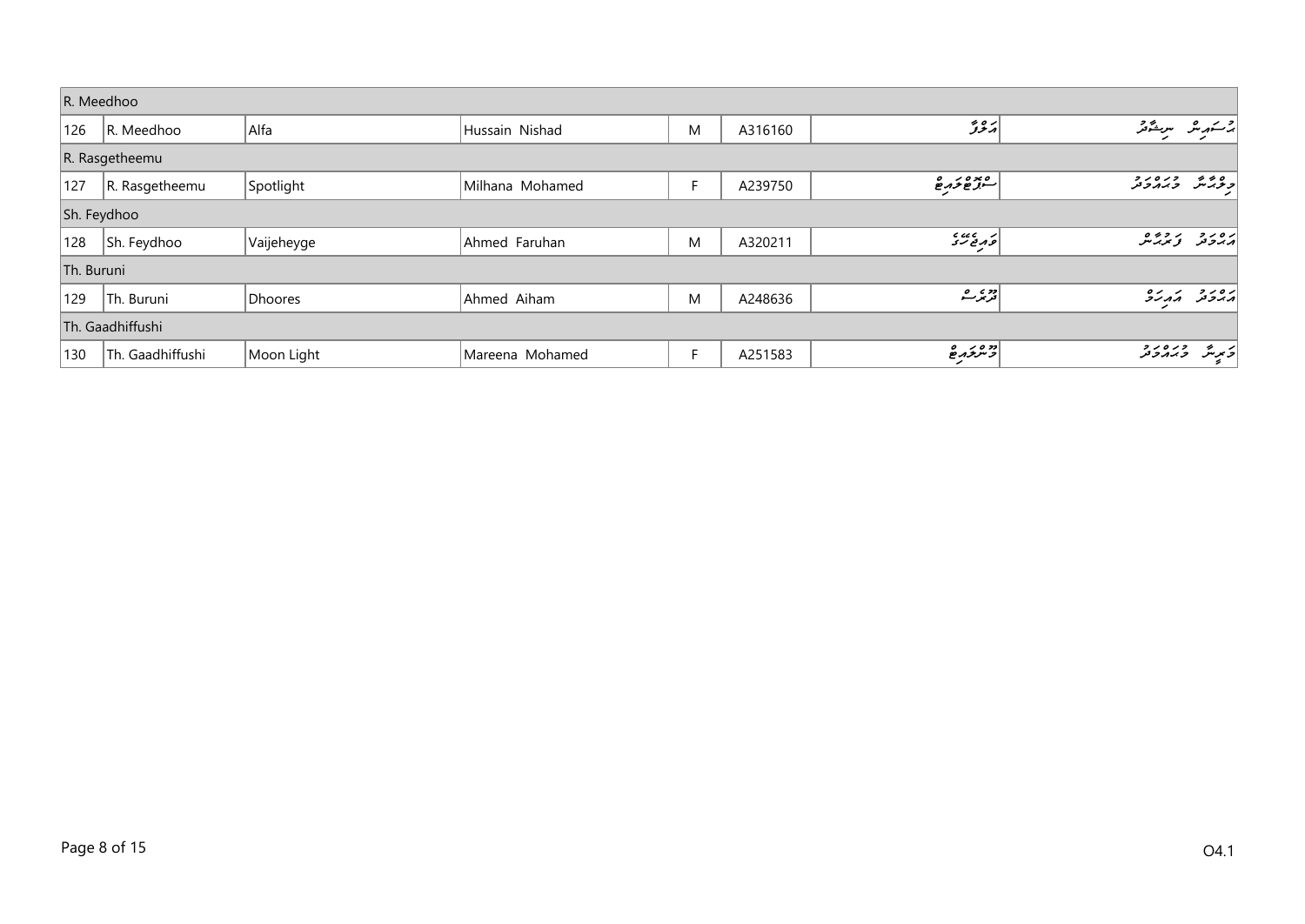| | | | | | | | |
|---|---|---|---|---|---|---|---|
| R. Meedhoo | | | | | | | |
| 126 | R. Meedhoo | Alfa | Hussain Nishad | M | A316160 | އަލްފާ | ޙުސައިން ނިޝާދު |
| R. Rasgetheemu | | | | | | | |
| 127 | R. Rasgetheemu | Spotlight | Milhana Mohamed | F | A239750 | ސްޕޮޓްލައިޓް | މިލްހާނާ މުހައްމަދު |
| Sh. Feydhoo | | | | | | | |
| 128 | Sh. Feydhoo | Vaijeheyge | Ahmed Faruhan | M | A320211 | ވައިޖެހޭގެ | އަޙްމަދު ފަރުހާން |
| Th. Buruni | | | | | | | |
| 129 | Th. Buruni | Dhoores | Ahmed Aiham | M | A248636 | ދޫރެސް | އަޙްމަދު އައިހަމް |
| Th. Gaadhiffushi | | | | | | | |
| 130 | Th. Gaadhiffushi | Moon Light | Mareena Mohamed | F | A251583 | މޫންލައިޓް | މަރީނާ މުހައްމަދު |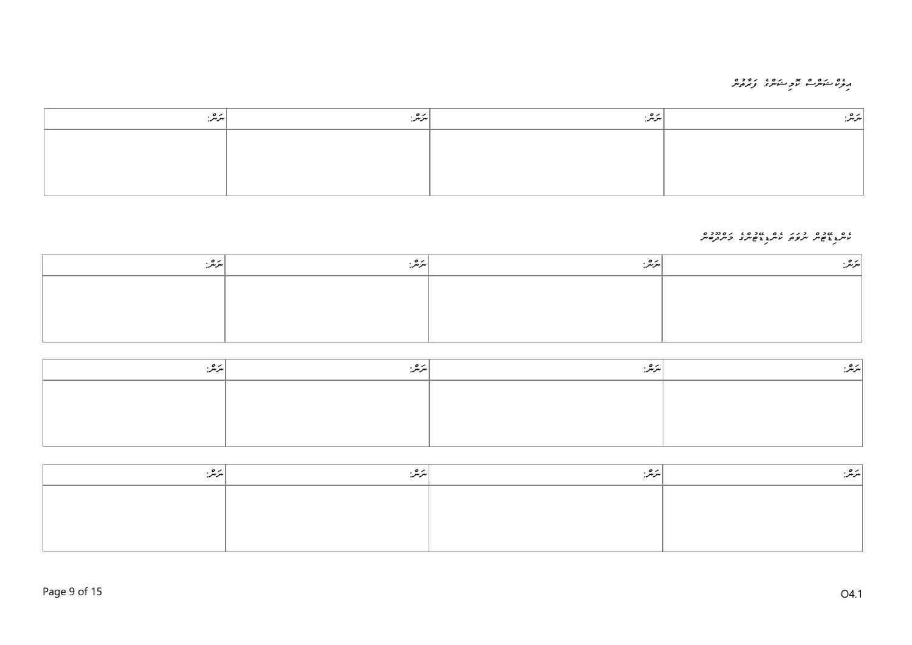# ދިވެހިރާއްޖޭގެ ބޮޑު ރާއްޖެ ފަހަރުގެ ރަށްރަށް

| ނަންބަރު: | ނަންބަރު: | ނަންބަރު: | ނަންބަރު: |
|---|---|---|---|
| | | | |

## ކުންފުނިތަކުގެ ނަންތައް ކުންފުނިތަކުގެ ބިސްނަސް

| ނަންބަރު: | ނަންބަރު: | ނަންބަރު: | ނަންބަރު: |
|---|---|---|---|
| | | | |

| ނަންބަރު: | ނަންބަރު: | ނަންބަރު: | ނަންބަރު: |
|---|---|---|---|
| | | | |

| ނަންބަރު: | ނަންބަރު: | ނަންބަރު: | ނަންބަރު: |
|---|---|---|---|
| | | | |

O4.1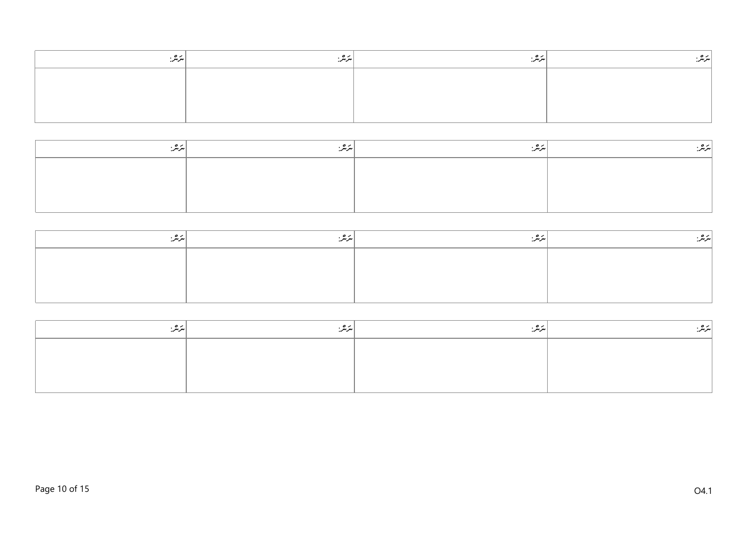| ނަންބަރު: | ނަންބަރު: | ނަންބަރު: | ނަންބަރު: |
|---|---|---|---|
| | | | |

| ނަންބަރު: | ނަންބަރު: | ނަންބަރު: | ނަންބަރު: |
|---|---|---|---|
| | | | |

| ނަންބަރު: | ނަންބަރު: | ނަންބަރު: | ނަންބަރު: |
|---|---|---|---|
| | | | |

| ނަންބަރު: | ނަންބަރު: | ނަންބަރު: | ނަންބަރު: |
|---|---|---|---|
| | | | |

O4.1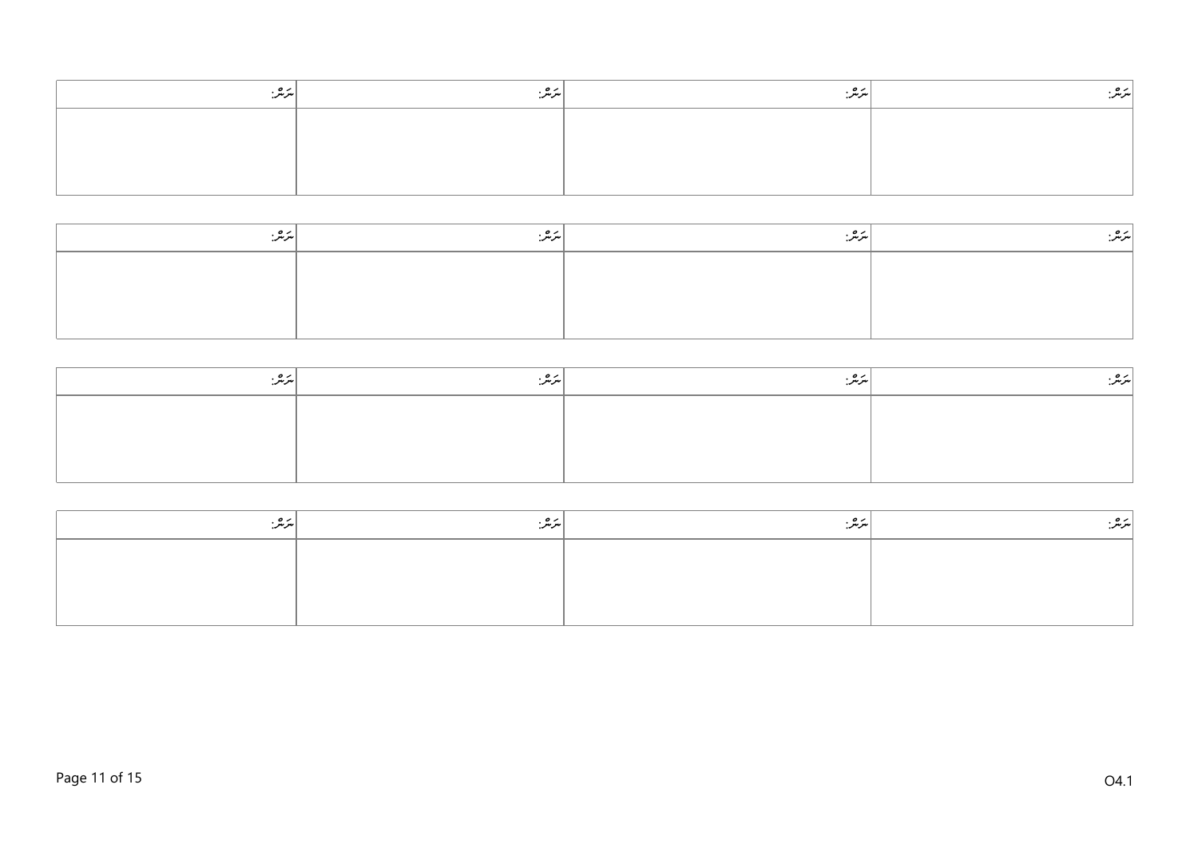| ނަރުދ: | ނަރުދ: | ނަރުދ: | ނަރުދ: |
| --- | --- | --- | --- |
| | | | |

| ނަރުދ: | ނަރުދ: | ނަރުދ: | ނަރުދ: |
| --- | --- | --- | --- |
| | | | |

| ނަރުދ: | ނަރުދ: | ނަރުދ: | ނަރުދ: |
| --- | --- | --- | --- |
| | | | |

| ނަރުދ: | ނަރުދ: | ނަރުދ: | ނަރުދ: |
| --- | --- | --- | --- |
| | | | |

O4.1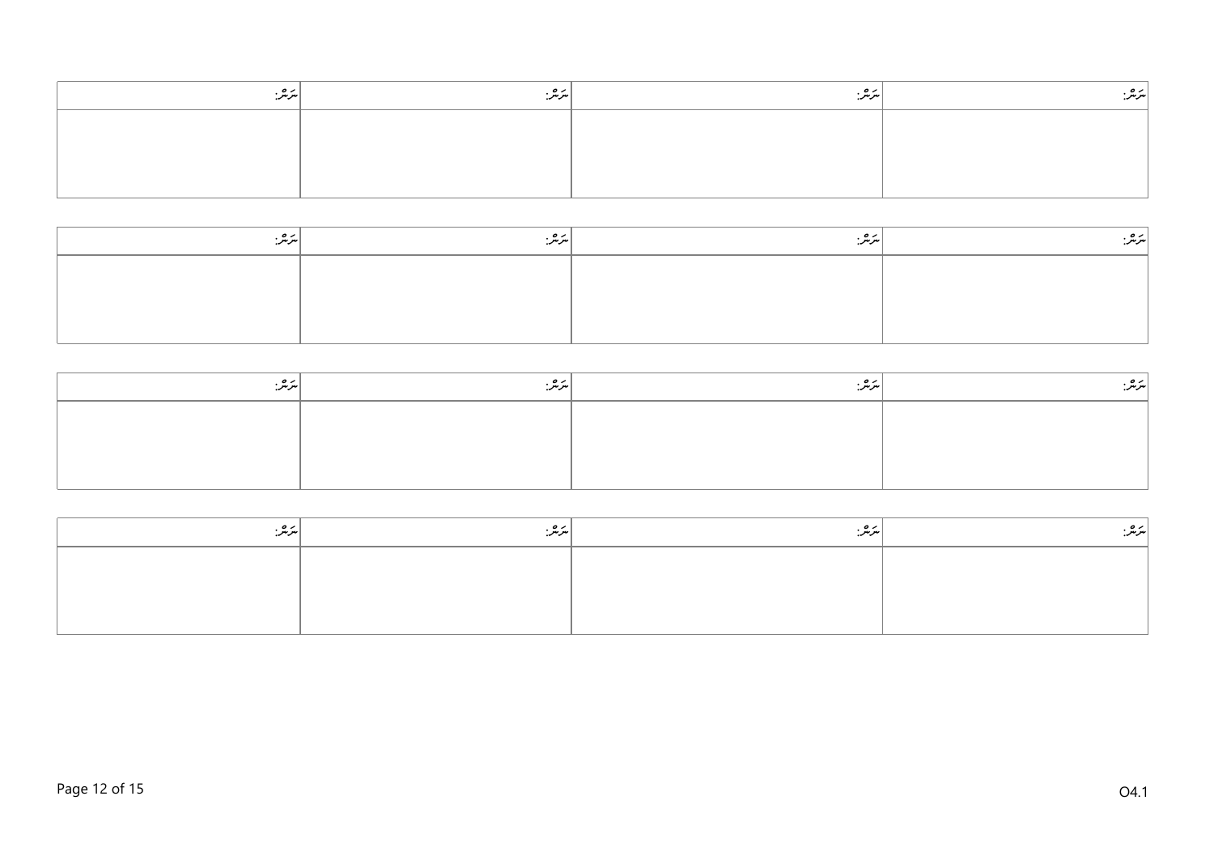| ނަރަބު: | ނަރަބު: | ނަރަބު: | ނަރަބު: |
| --- | --- | --- | --- |
| | | | |

| ނަރަބު: | ނަރަބު: | ނަރަބު: | ނަރަބު: |
| --- | --- | --- | --- |
| | | | |

| ނަރަބު: | ނަރަބު: | ނަރަބު: | ނަރަބު: |
| --- | --- | --- | --- |
| | | | |

| ނަރަބު: | ނަރަބު: | ނަރަބު: | ނަރަބު: |
| --- | --- | --- | --- |
| | | | |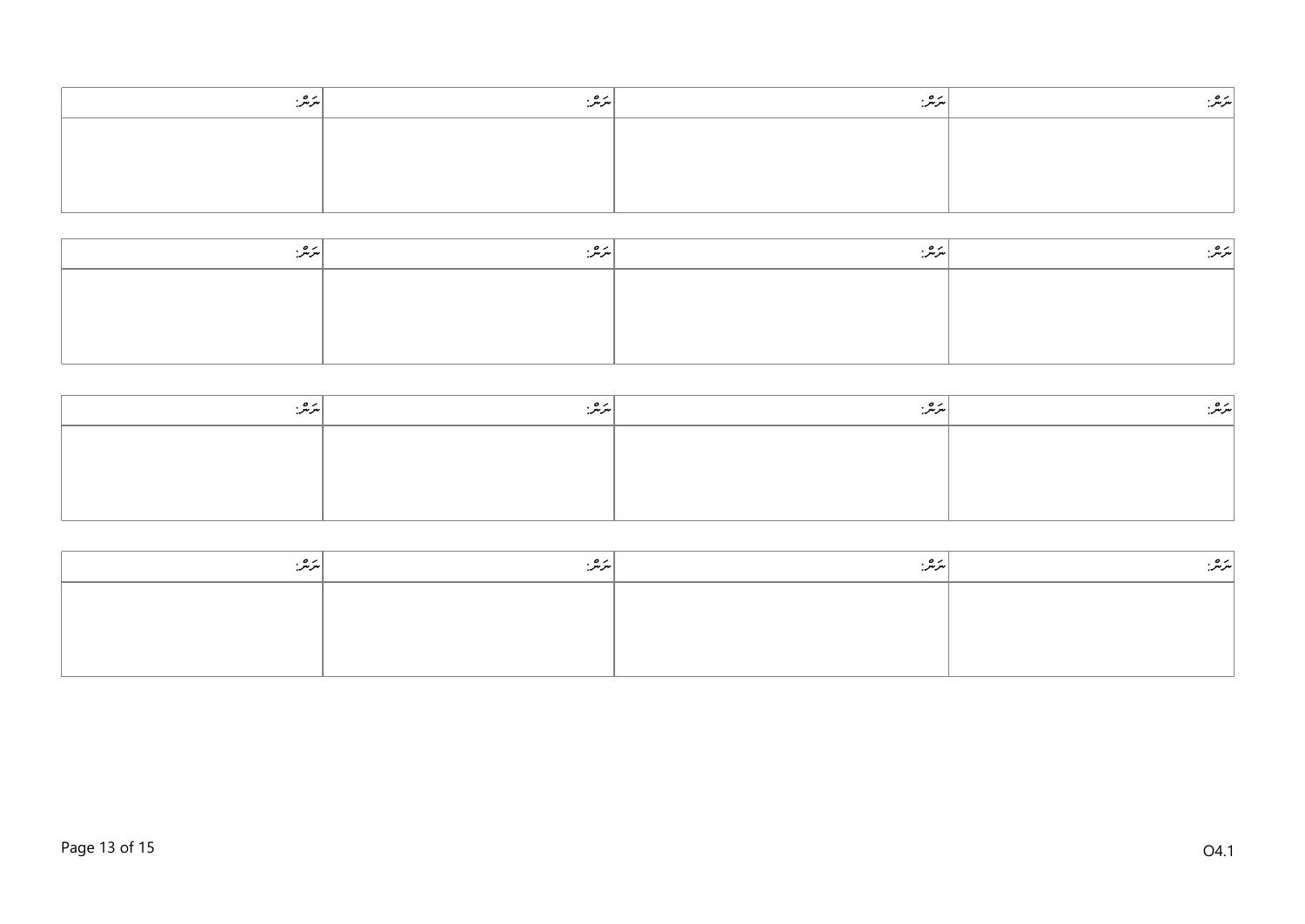| ނަރަދ: | ނަރަދ: | ނަރަދ: | ނަރަދ: |
| --- | --- | --- | --- |
| | | | |

| ނަރަދ: | ނަރަދ: | ނަރަދ: | ނަރަދ: |
| --- | --- | --- | --- |
| | | | |

| ނަރަދ: | ނަރަދ: | ނަރަދ: | ނަރަދ: |
| --- | --- | --- | --- |
| | | | |

| ނަރަދ: | ނަރަދ: | ނަރަދ: | ނަރަދ: |
| --- | --- | --- | --- |
| | | | |

O4.1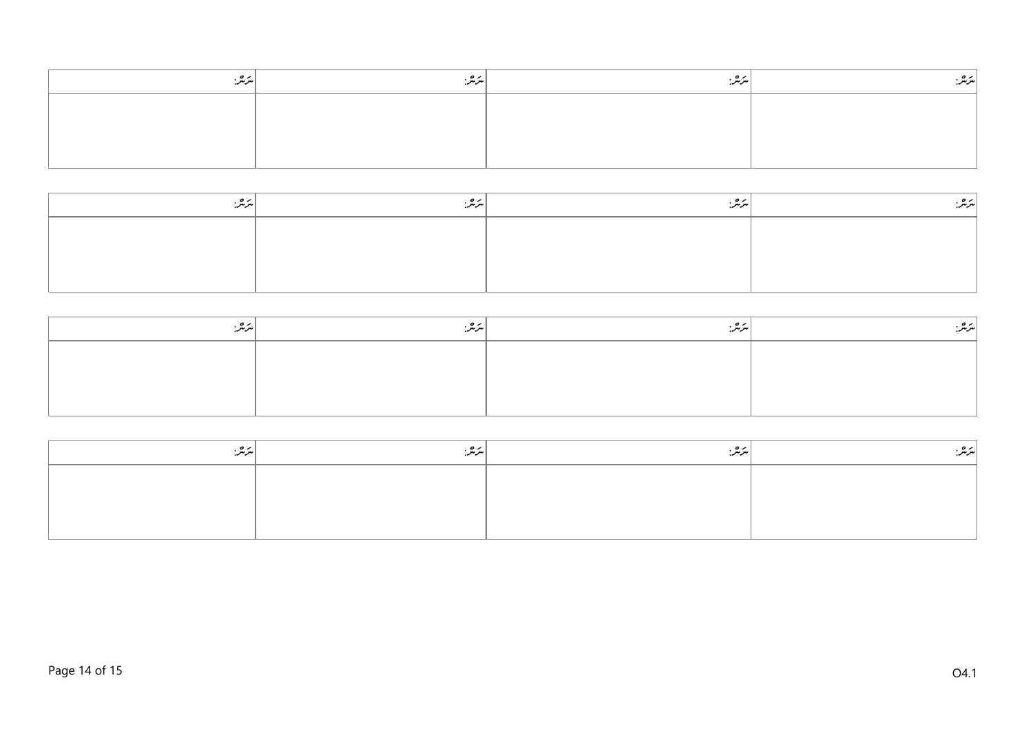| ސަރަޙު: | ސަރަޙު: | ސަރަޙު: | ސަރަޙު: |
| --- | --- | --- | --- |
| | | | |

| ސަރަޙު: | ސަރަޙު: | ސަރަޙު: | ސަރަޙު: |
| --- | --- | --- | --- |
| | | | |

| ސަރަޙު: | ސަރަޙު: | ސަރަޙު: | ސަރަޙު: |
| --- | --- | --- | --- |
| | | | |

| ސަރަޙު: | ސަރަޙު: | ސަރަޙު: | ސަރަޙު: |
| --- | --- | --- | --- |
| | | | |

O4.1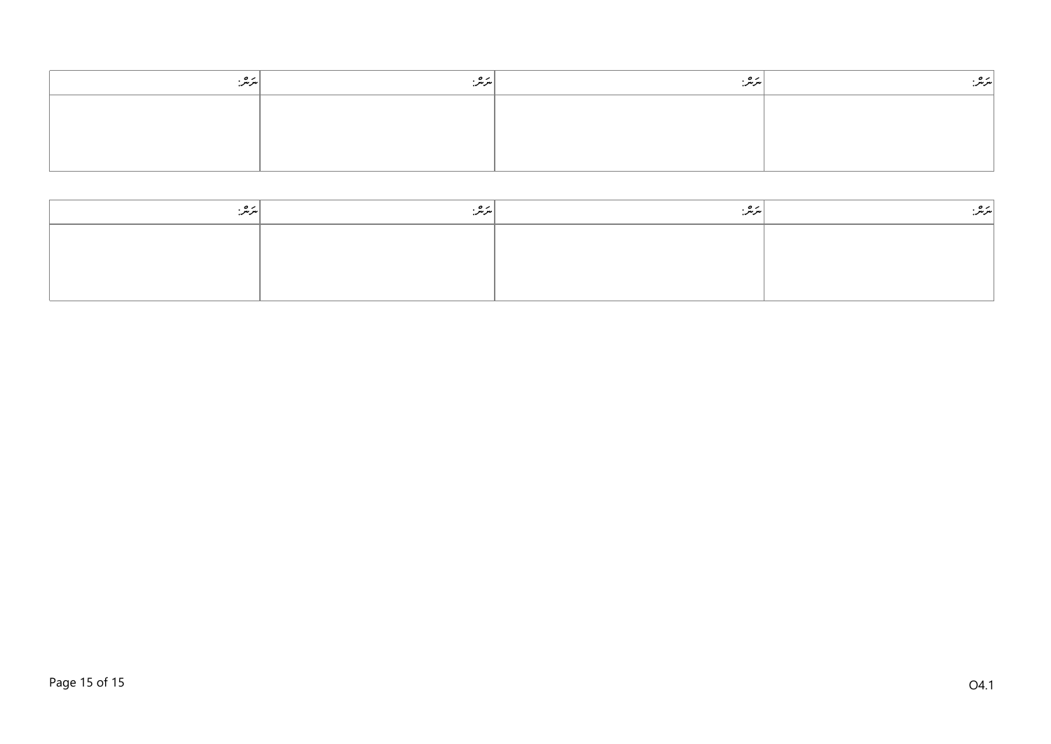| ނަރެދ: | ނަރެދ: | ނަރެދ: | ނަރެދ: |
| --- | --- | --- | --- |
| | | | |

| ނަރެދ: | ނަރެދ: | ނަރެދ: | ނަރެދ: |
| --- | --- | --- | --- |
| | | | |

O4.1